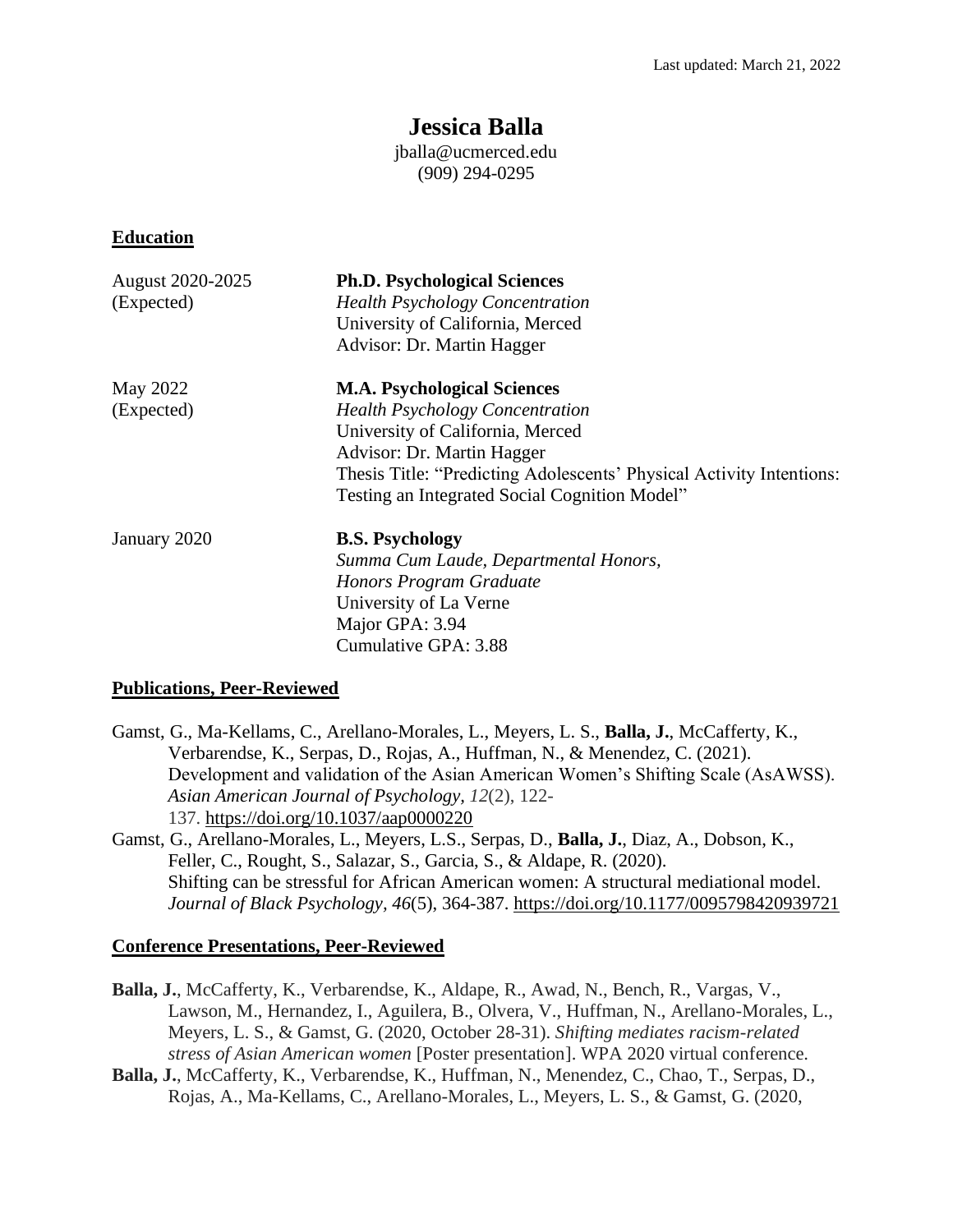Last updated: March 21, 2022

# Jessica Balla

jballa@ucmerced.edu
(909) 294-0295

## Education

| | |
|---|---|
| August 2020-2025 (Expected) | **Ph.D. Psychological Sciences**<br>*Health Psychology Concentration*<br>University of California, Merced<br>Advisor: Dr. Martin Hagger |
| May 2022 (Expected) | **M.A. Psychological Sciences**<br>*Health Psychology Concentration*<br>University of California, Merced<br>Advisor: Dr. Martin Hagger<br>Thesis Title: "Predicting Adolescents' Physical Activity Intentions: Testing an Integrated Social Cognition Model" |
| January 2020 | **B.S. Psychology**<br>*Summa Cum Laude, Departmental Honors, Honors Program Graduate*<br>University of La Verne<br>Major GPA: 3.94<br>Cumulative GPA: 3.88 |

## Publications, Peer-Reviewed

Gamst, G., Ma-Kellams, C., Arellano-Morales, L., Meyers, L. S., **Balla, J.**, McCafferty, K., Verbarendse, K., Serpas, D., Rojas, A., Huffman, N., & Menendez, C. (2021). Development and validation of the Asian American Women's Shifting Scale (AsAWSS). *Asian American Journal of Psychology*, *12*(2), 122-137. https://doi.org/10.1037/aap0000220

Gamst, G., Arellano-Morales, L., Meyers, L.S., Serpas, D., **Balla, J.**, Diaz, A., Dobson, K., Feller, C., Rought, S., Salazar, S., Garcia, S., & Aldape, R. (2020). Shifting can be stressful for African American women: A structural mediational model. *Journal of Black Psychology*, *46*(5), 364-387. https://doi.org/10.1177/0095798420939721

## Conference Presentations, Peer-Reviewed

**Balla, J.**, McCafferty, K., Verbarendse, K., Aldape, R., Awad, N., Bench, R., Vargas, V., Lawson, M., Hernandez, I., Aguilera, B., Olvera, V., Huffman, N., Arellano-Morales, L., Meyers, L. S., & Gamst, G. (2020, October 28-31). *Shifting mediates racism-related stress of Asian American women* [Poster presentation]. WPA 2020 virtual conference.

**Balla, J.**, McCafferty, K., Verbarendse, K., Huffman, N., Menendez, C., Chao, T., Serpas, D., Rojas, A., Ma-Kellams, C., Arellano-Morales, L., Meyers, L. S., & Gamst, G. (2020,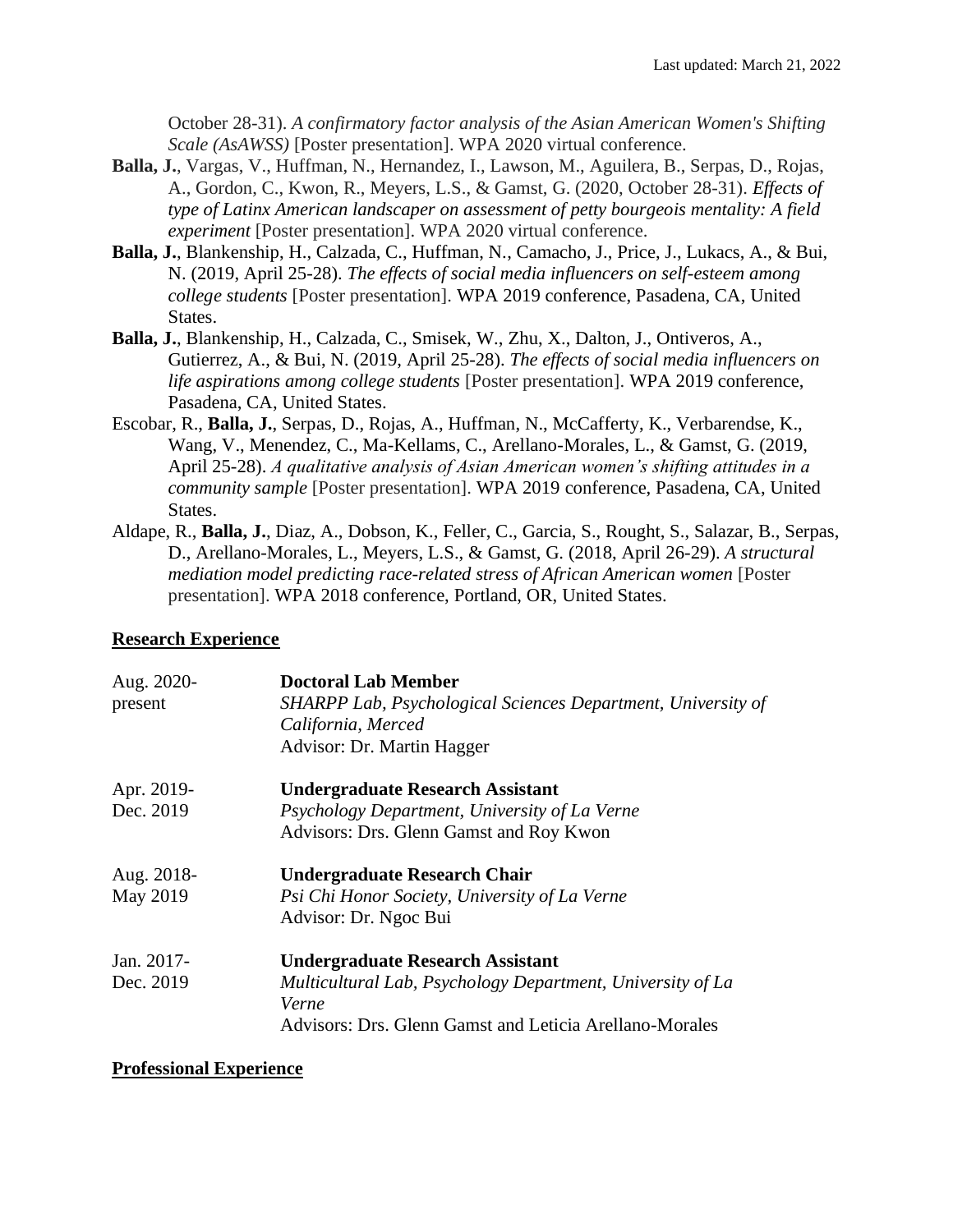October 28-31). *A confirmatory factor analysis of the Asian American Women's Shifting Scale (AsAWSS)* [Poster presentation]. WPA 2020 virtual conference.

**Balla, J.**, Vargas, V., Huffman, N., Hernandez, I., Lawson, M., Aguilera, B., Serpas, D., Rojas, A., Gordon, C., Kwon, R., Meyers, L.S., & Gamst, G. (2020, October 28-31). *Effects of type of Latinx American landscaper on assessment of petty bourgeois mentality: A field experiment* [Poster presentation]. WPA 2020 virtual conference.

**Balla, J.**, Blankenship, H., Calzada, C., Huffman, N., Camacho, J., Price, J., Lukacs, A., & Bui, N. (2019, April 25-28). *The effects of social media influencers on self-esteem among college students* [Poster presentation]. WPA 2019 conference, Pasadena, CA, United States.

**Balla, J.**, Blankenship, H., Calzada, C., Smisek, W., Zhu, X., Dalton, J., Ontiveros, A., Gutierrez, A., & Bui, N. (2019, April 25-28). *The effects of social media influencers on life aspirations among college students* [Poster presentation]. WPA 2019 conference, Pasadena, CA, United States.

Escobar, R., **Balla, J.**, Serpas, D., Rojas, A., Huffman, N., McCafferty, K., Verbarendse, K., Wang, V., Menendez, C., Ma-Kellams, C., Arellano-Morales, L., & Gamst, G. (2019, April 25-28). *A qualitative analysis of Asian American women's shifting attitudes in a community sample* [Poster presentation]. WPA 2019 conference, Pasadena, CA, United States.

Aldape, R., **Balla, J.**, Diaz, A., Dobson, K., Feller, C., Garcia, S., Rought, S., Salazar, B., Serpas, D., Arellano-Morales, L., Meyers, L.S., & Gamst, G. (2018, April 26-29). *A structural mediation model predicting race-related stress of African American women* [Poster presentation]. WPA 2018 conference, Portland, OR, United States.

## Research Experience

Aug. 2020-present
**Doctoral Lab Member**
*SHARPP Lab, Psychological Sciences Department, University of California, Merced*
Advisor: Dr. Martin Hagger

Apr. 2019-Dec. 2019
**Undergraduate Research Assistant**
*Psychology Department, University of La Verne*
Advisors: Drs. Glenn Gamst and Roy Kwon

Aug. 2018-May 2019
**Undergraduate Research Chair**
*Psi Chi Honor Society, University of La Verne*
Advisor: Dr. Ngoc Bui

Jan. 2017-Dec. 2019
**Undergraduate Research Assistant**
*Multicultural Lab, Psychology Department, University of La Verne*
Advisors: Drs. Glenn Gamst and Leticia Arellano-Morales

## Professional Experience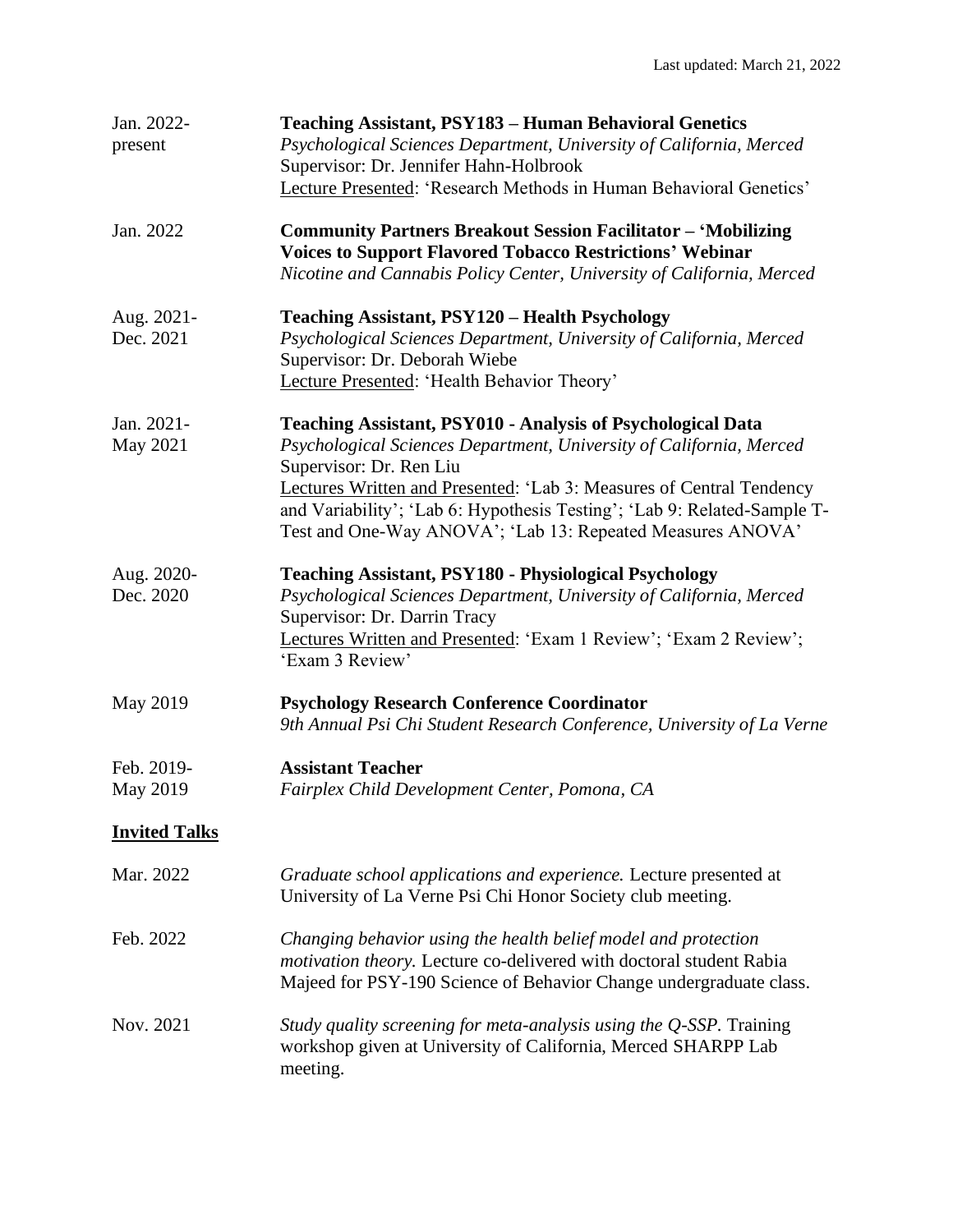Last updated: March 21, 2022

Jan. 2022-present — **Teaching Assistant, PSY183 – Human Behavioral Genetics**
*Psychological Sciences Department, University of California, Merced*
Supervisor: Dr. Jennifer Hahn-Holbrook
Lecture Presented: 'Research Methods in Human Behavioral Genetics'

Jan. 2022 — **Community Partners Breakout Session Facilitator – 'Mobilizing Voices to Support Flavored Tobacco Restrictions' Webinar**
*Nicotine and Cannabis Policy Center, University of California, Merced*

Aug. 2021-Dec. 2021 — **Teaching Assistant, PSY120 – Health Psychology**
*Psychological Sciences Department, University of California, Merced*
Supervisor: Dr. Deborah Wiebe
Lecture Presented: 'Health Behavior Theory'

Jan. 2021-May 2021 — **Teaching Assistant, PSY010 - Analysis of Psychological Data**
*Psychological Sciences Department, University of California, Merced*
Supervisor: Dr. Ren Liu
Lectures Written and Presented: 'Lab 3: Measures of Central Tendency and Variability'; 'Lab 6: Hypothesis Testing'; 'Lab 9: Related-Sample T-Test and One-Way ANOVA'; 'Lab 13: Repeated Measures ANOVA'

Aug. 2020-Dec. 2020 — **Teaching Assistant, PSY180 - Physiological Psychology**
*Psychological Sciences Department, University of California, Merced*
Supervisor: Dr. Darrin Tracy
Lectures Written and Presented: 'Exam 1 Review'; 'Exam 2 Review'; 'Exam 3 Review'

May 2019 — **Psychology Research Conference Coordinator**
*9th Annual Psi Chi Student Research Conference, University of La Verne*

Feb. 2019-May 2019 — **Assistant Teacher**
*Fairplex Child Development Center, Pomona, CA*

## Invited Talks

Mar. 2022 — *Graduate school applications and experience.* Lecture presented at University of La Verne Psi Chi Honor Society club meeting.

Feb. 2022 — *Changing behavior using the health belief model and protection motivation theory.* Lecture co-delivered with doctoral student Rabia Majeed for PSY-190 Science of Behavior Change undergraduate class.

Nov. 2021 — *Study quality screening for meta-analysis using the Q-SSP.* Training workshop given at University of California, Merced SHARPP Lab meeting.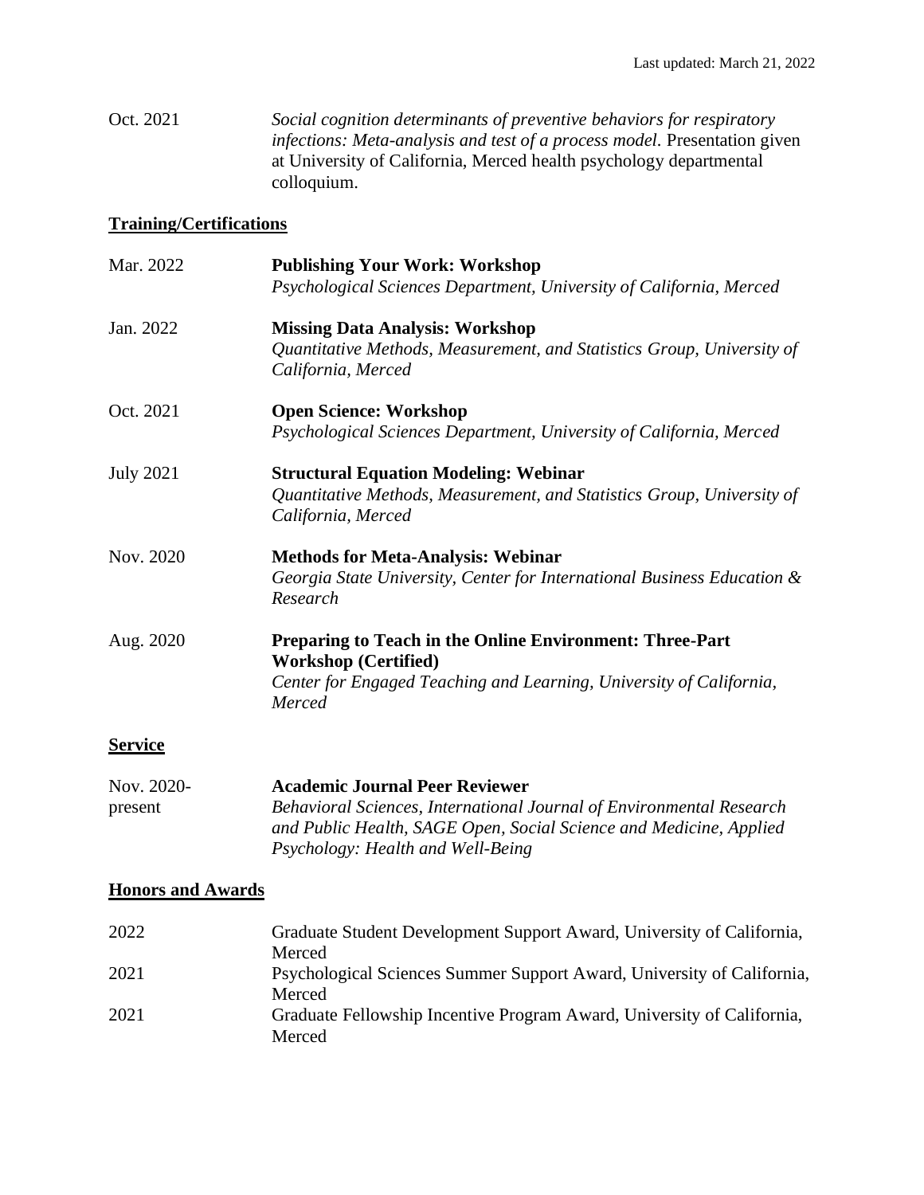Oct. 2021 *Social cognition determinants of preventive behaviors for respiratory infections: Meta-analysis and test of a process model.* Presentation given at University of California, Merced health psychology departmental colloquium.

## Training/Certifications

Mar. 2022 **Publishing Your Work: Workshop**
*Psychological Sciences Department, University of California, Merced*

Jan. 2022 **Missing Data Analysis: Workshop**
*Quantitative Methods, Measurement, and Statistics Group, University of California, Merced*

Oct. 2021 **Open Science: Workshop**
*Psychological Sciences Department, University of California, Merced*

July 2021 **Structural Equation Modeling: Webinar**
*Quantitative Methods, Measurement, and Statistics Group, University of California, Merced*

Nov. 2020 **Methods for Meta-Analysis: Webinar**
*Georgia State University, Center for International Business Education & Research*

Aug. 2020 **Preparing to Teach in the Online Environment: Three-Part Workshop (Certified)**
*Center for Engaged Teaching and Learning, University of California, Merced*

## Service

Nov. 2020-present **Academic Journal Peer Reviewer**
*Behavioral Sciences, International Journal of Environmental Research and Public Health, SAGE Open, Social Science and Medicine, Applied Psychology: Health and Well-Being*

## Honors and Awards

2022 Graduate Student Development Support Award, University of California, Merced

2021 Psychological Sciences Summer Support Award, University of California, Merced

2021 Graduate Fellowship Incentive Program Award, University of California, Merced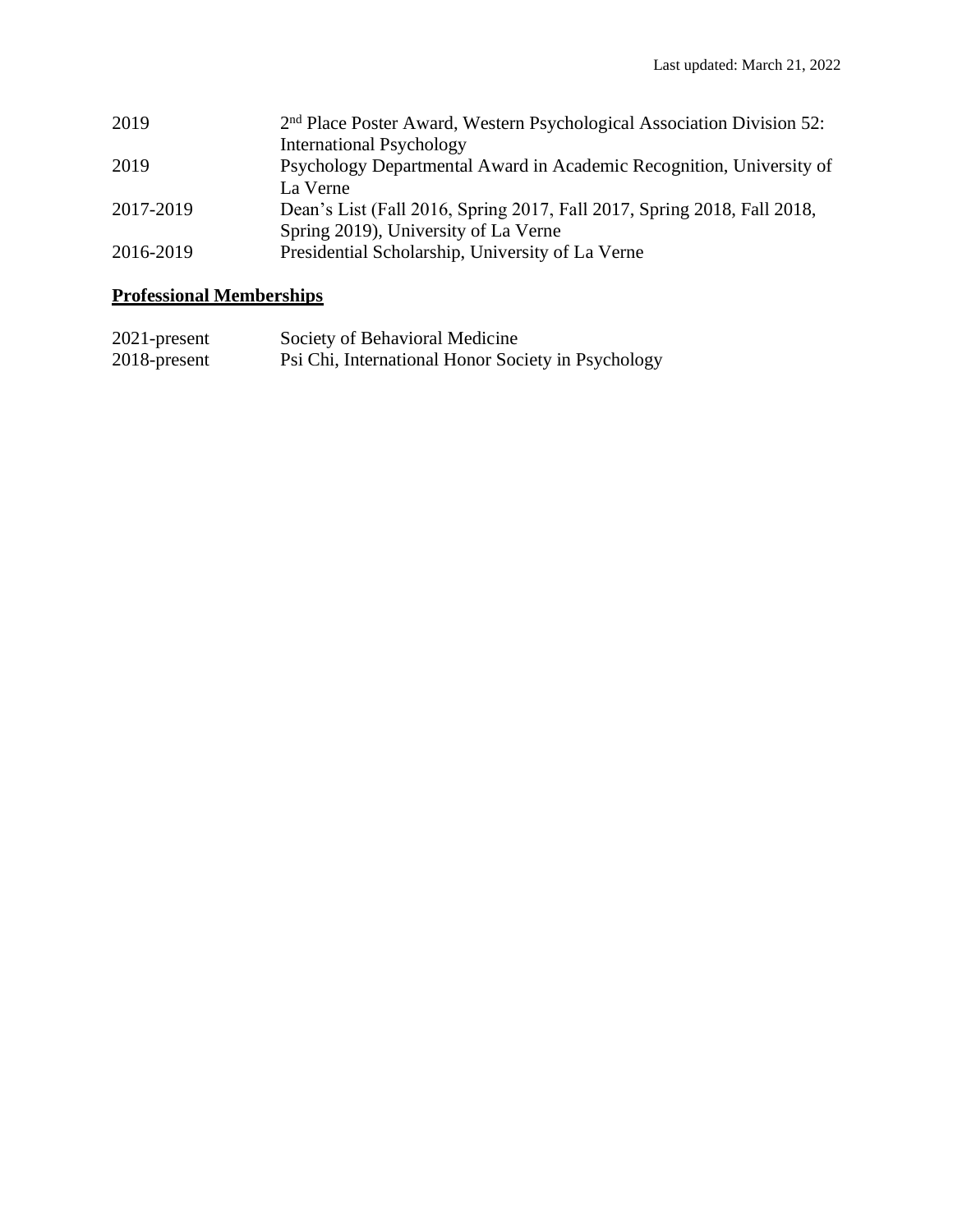| | |
|---|---|
| 2019 | 2nd Place Poster Award, Western Psychological Association Division 52: International Psychology |
| 2019 | Psychology Departmental Award in Academic Recognition, University of La Verne |
| 2017-2019 | Dean's List (Fall 2016, Spring 2017, Fall 2017, Spring 2018, Fall 2018, Spring 2019), University of La Verne |
| 2016-2019 | Presidential Scholarship, University of La Verne |

## Professional Memberships

| | |
|---|---|
| 2021-present | Society of Behavioral Medicine |
| 2018-present | Psi Chi, International Honor Society in Psychology |